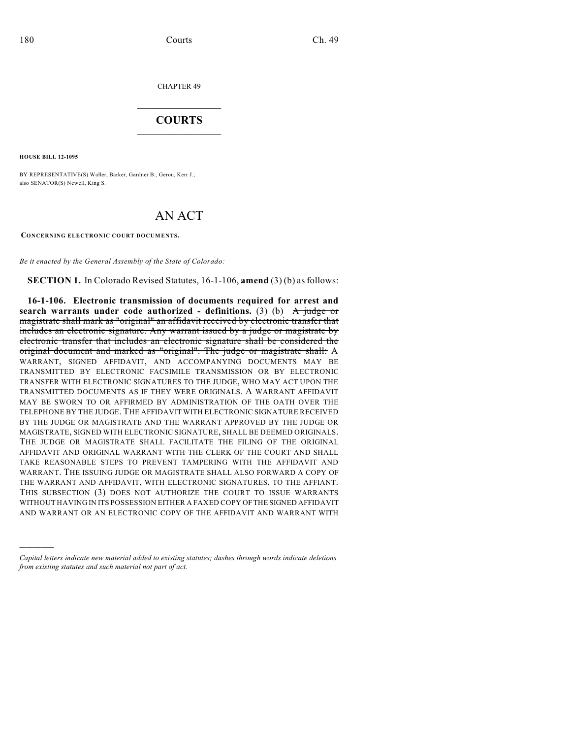CHAPTER 49

# COURTS

**HOUSE BILL 12-1095**

BY REPRESENTATIVE(S) Waller, Barker, Gardner B., Gerou, Kerr J.;
also SENATOR(S) Newell, King S.

# AN ACT

**CONCERNING ELECTRONIC COURT DOCUMENTS.**

*Be it enacted by the General Assembly of the State of Colorado:*

**SECTION 1.** In Colorado Revised Statutes, 16-1-106, **amend** (3) (b) as follows:

**16-1-106. Electronic transmission of documents required for arrest and search warrants under code authorized - definitions.** (3) (b) ~~A judge or magistrate shall mark as "original" an affidavit received by electronic transfer that includes an electronic signature. Any warrant issued by a judge or magistrate by electronic transfer that includes an electronic signature shall be considered the original document and marked as "original". The judge or magistrate shall:~~ A WARRANT, SIGNED AFFIDAVIT, AND ACCOMPANYING DOCUMENTS MAY BE TRANSMITTED BY ELECTRONIC FACSIMILE TRANSMISSION OR BY ELECTRONIC TRANSFER WITH ELECTRONIC SIGNATURES TO THE JUDGE, WHO MAY ACT UPON THE TRANSMITTED DOCUMENTS AS IF THEY WERE ORIGINALS. A WARRANT AFFIDAVIT MAY BE SWORN TO OR AFFIRMED BY ADMINISTRATION OF THE OATH OVER THE TELEPHONE BY THE JUDGE. THE AFFIDAVIT WITH ELECTRONIC SIGNATURE RECEIVED BY THE JUDGE OR MAGISTRATE AND THE WARRANT APPROVED BY THE JUDGE OR MAGISTRATE, SIGNED WITH ELECTRONIC SIGNATURE, SHALL BE DEEMED ORIGINALS. THE JUDGE OR MAGISTRATE SHALL FACILITATE THE FILING OF THE ORIGINAL AFFIDAVIT AND ORIGINAL WARRANT WITH THE CLERK OF THE COURT AND SHALL TAKE REASONABLE STEPS TO PREVENT TAMPERING WITH THE AFFIDAVIT AND WARRANT. THE ISSUING JUDGE OR MAGISTRATE SHALL ALSO FORWARD A COPY OF THE WARRANT AND AFFIDAVIT, WITH ELECTRONIC SIGNATURES, TO THE AFFIANT. THIS SUBSECTION (3) DOES NOT AUTHORIZE THE COURT TO ISSUE WARRANTS WITHOUT HAVING IN ITS POSSESSION EITHER A FAXED COPY OF THE SIGNED AFFIDAVIT AND WARRANT OR AN ELECTRONIC COPY OF THE AFFIDAVIT AND WARRANT WITH

---

*Capital letters indicate new material added to existing statutes; dashes through words indicate deletions from existing statutes and such material not part of act.*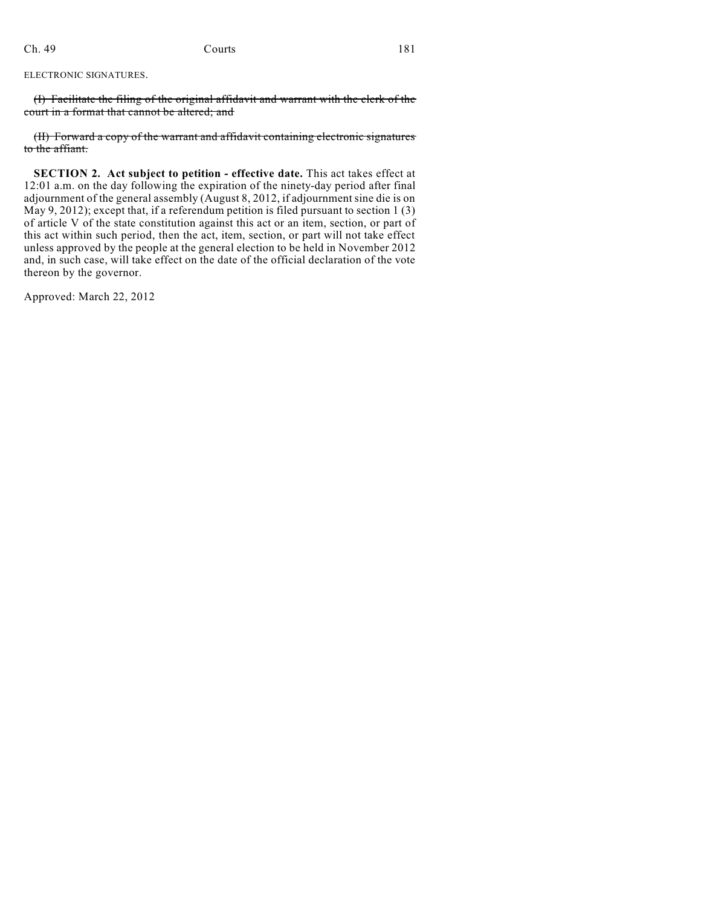ELECTRONIC SIGNATURES.

~~(I) Facilitate the filing of the original affidavit and warrant with the clerk of the court in a format that cannot be altered; and~~

~~(II) Forward a copy of the warrant and affidavit containing electronic signatures to the affiant.~~

**SECTION 2. Act subject to petition - effective date.** This act takes effect at 12:01 a.m. on the day following the expiration of the ninety-day period after final adjournment of the general assembly (August 8, 2012, if adjournment sine die is on May 9, 2012); except that, if a referendum petition is filed pursuant to section 1 (3) of article V of the state constitution against this act or an item, section, or part of this act within such period, then the act, item, section, or part will not take effect unless approved by the people at the general election to be held in November 2012 and, in such case, will take effect on the date of the official declaration of the vote thereon by the governor.

Approved: March 22, 2012